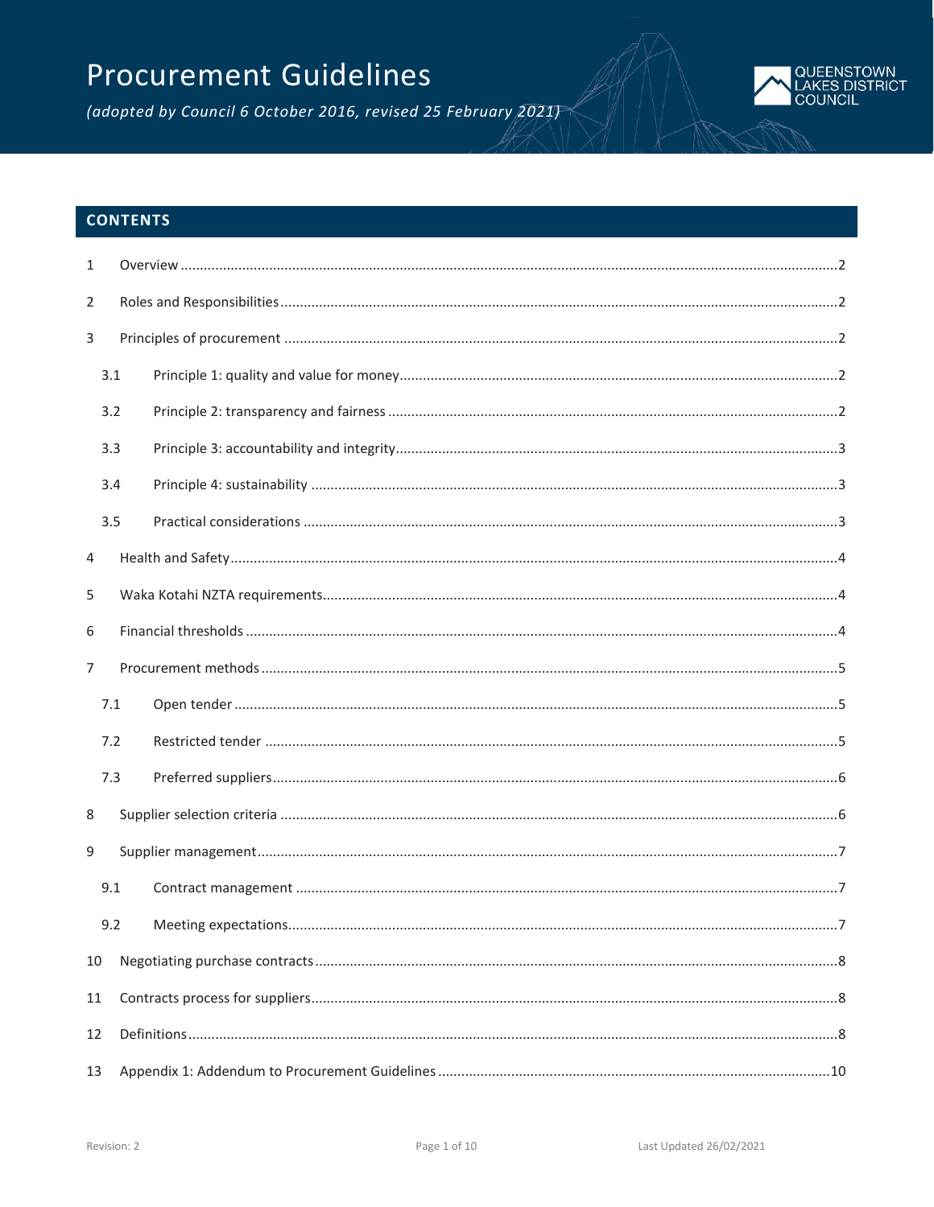# Procurement Guidelines

*(adopted by Council 6 October 2016, revised 25 February 2021)*

QUEENSTOWN LAKES DISTRICT COUNCIL

## CONTENTS

1 Overview .....2

2 Roles and Responsibilities .....2

3 Principles of procurement .....2

- 3.1 Principle 1: quality and value for money .....2
- 3.2 Principle 2: transparency and fairness .....2
- 3.3 Principle 3: accountability and integrity .....3
- 3.4 Principle 4: sustainability .....3
- 3.5 Practical considerations .....3

4 Health and Safety .....4

5 Waka Kotahi NZTA requirements .....4

6 Financial thresholds .....4

7 Procurement methods .....5

- 7.1 Open tender .....5
- 7.2 Restricted tender .....5
- 7.3 Preferred suppliers .....6

8 Supplier selection criteria .....6

9 Supplier management .....7

- 9.1 Contract management .....7
- 9.2 Meeting expectations .....7

10 Negotiating purchase contracts .....8

11 Contracts process for suppliers .....8

12 Definitions .....8

13 Appendix 1: Addendum to Procurement Guidelines .....10

Revision: 2 Last Updated 26/02/2021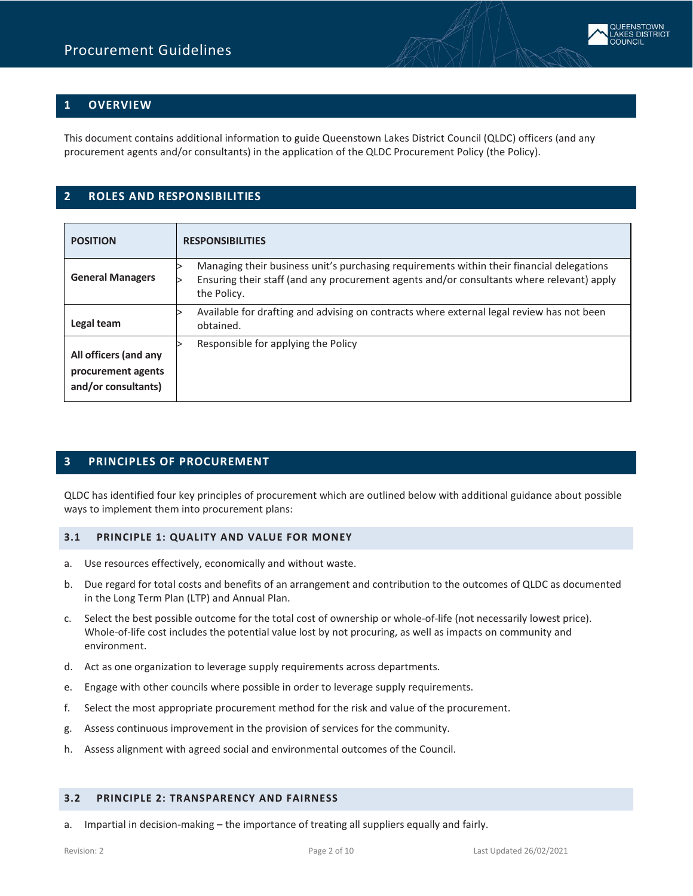## 1 OVERVIEW

This document contains additional information to guide Queenstown Lakes District Council (QLDC) officers (and any procurement agents and/or consultants) in the application of the QLDC Procurement Policy (the Policy).

## 2 ROLES AND RESPONSIBILITIES

| POSITION | RESPONSIBILITIES |
|---|---|
| **General Managers** | > Managing their business unit's purchasing requirements within their financial delegations<br>> Ensuring their staff (and any procurement agents and/or consultants where relevant) apply the Policy. |
| **Legal team** | > Available for drafting and advising on contracts where external legal review has not been obtained. |
| **All officers (and any procurement agents and/or consultants)** | > Responsible for applying the Policy |

## 3 PRINCIPLES OF PROCUREMENT

QLDC has identified four key principles of procurement which are outlined below with additional guidance about possible ways to implement them into procurement plans:

### 3.1 PRINCIPLE 1: QUALITY AND VALUE FOR MONEY

a. Use resources effectively, economically and without waste.

b. Due regard for total costs and benefits of an arrangement and contribution to the outcomes of QLDC as documented in the Long Term Plan (LTP) and Annual Plan.

c. Select the best possible outcome for the total cost of ownership or whole-of-life (not necessarily lowest price). Whole-of-life cost includes the potential value lost by not procuring, as well as impacts on community and environment.

d. Act as one organization to leverage supply requirements across departments.

e. Engage with other councils where possible in order to leverage supply requirements.

f. Select the most appropriate procurement method for the risk and value of the procurement.

g. Assess continuous improvement in the provision of services for the community.

h. Assess alignment with agreed social and environmental outcomes of the Council.

### 3.2 PRINCIPLE 2: TRANSPARENCY AND FAIRNESS

a. Impartial in decision-making – the importance of treating all suppliers equally and fairly.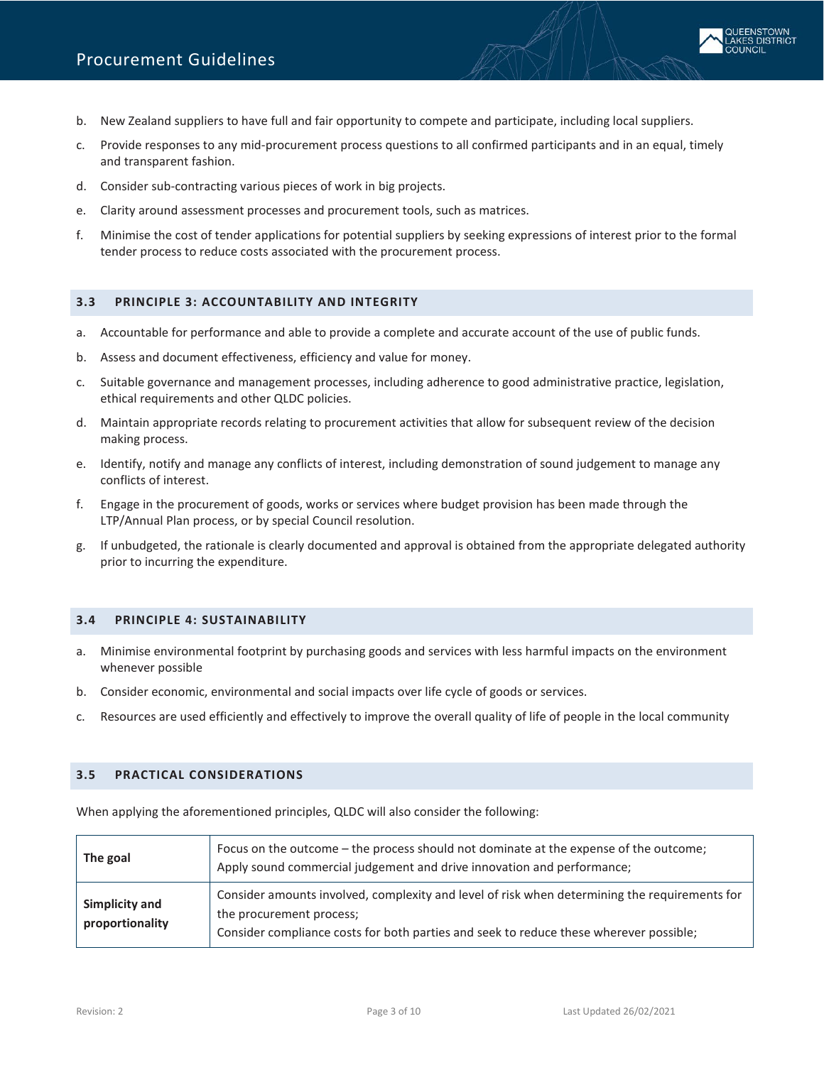b. New Zealand suppliers to have full and fair opportunity to compete and participate, including local suppliers.
c. Provide responses to any mid-procurement process questions to all confirmed participants and in an equal, timely and transparent fashion.
d. Consider sub-contracting various pieces of work in big projects.
e. Clarity around assessment processes and procurement tools, such as matrices.
f. Minimise the cost of tender applications for potential suppliers by seeking expressions of interest prior to the formal tender process to reduce costs associated with the procurement process.

## 3.3 PRINCIPLE 3: ACCOUNTABILITY AND INTEGRITY

a. Accountable for performance and able to provide a complete and accurate account of the use of public funds.
b. Assess and document effectiveness, efficiency and value for money.
c. Suitable governance and management processes, including adherence to good administrative practice, legislation, ethical requirements and other QLDC policies.
d. Maintain appropriate records relating to procurement activities that allow for subsequent review of the decision making process.
e. Identify, notify and manage any conflicts of interest, including demonstration of sound judgement to manage any conflicts of interest.
f. Engage in the procurement of goods, works or services where budget provision has been made through the LTP/Annual Plan process, or by special Council resolution.
g. If unbudgeted, the rationale is clearly documented and approval is obtained from the appropriate delegated authority prior to incurring the expenditure.

## 3.4 PRINCIPLE 4: SUSTAINABILITY

a. Minimise environmental footprint by purchasing goods and services with less harmful impacts on the environment whenever possible
b. Consider economic, environmental and social impacts over life cycle of goods or services.
c. Resources are used efficiently and effectively to improve the overall quality of life of people in the local community

## 3.5 PRACTICAL CONSIDERATIONS

When applying the aforementioned principles, QLDC will also consider the following:

| | |
|---|---|
| **The goal** | Focus on the outcome – the process should not dominate at the expense of the outcome; Apply sound commercial judgement and drive innovation and performance; |
| **Simplicity and proportionality** | Consider amounts involved, complexity and level of risk when determining the requirements for the procurement process; Consider compliance costs for both parties and seek to reduce these wherever possible; |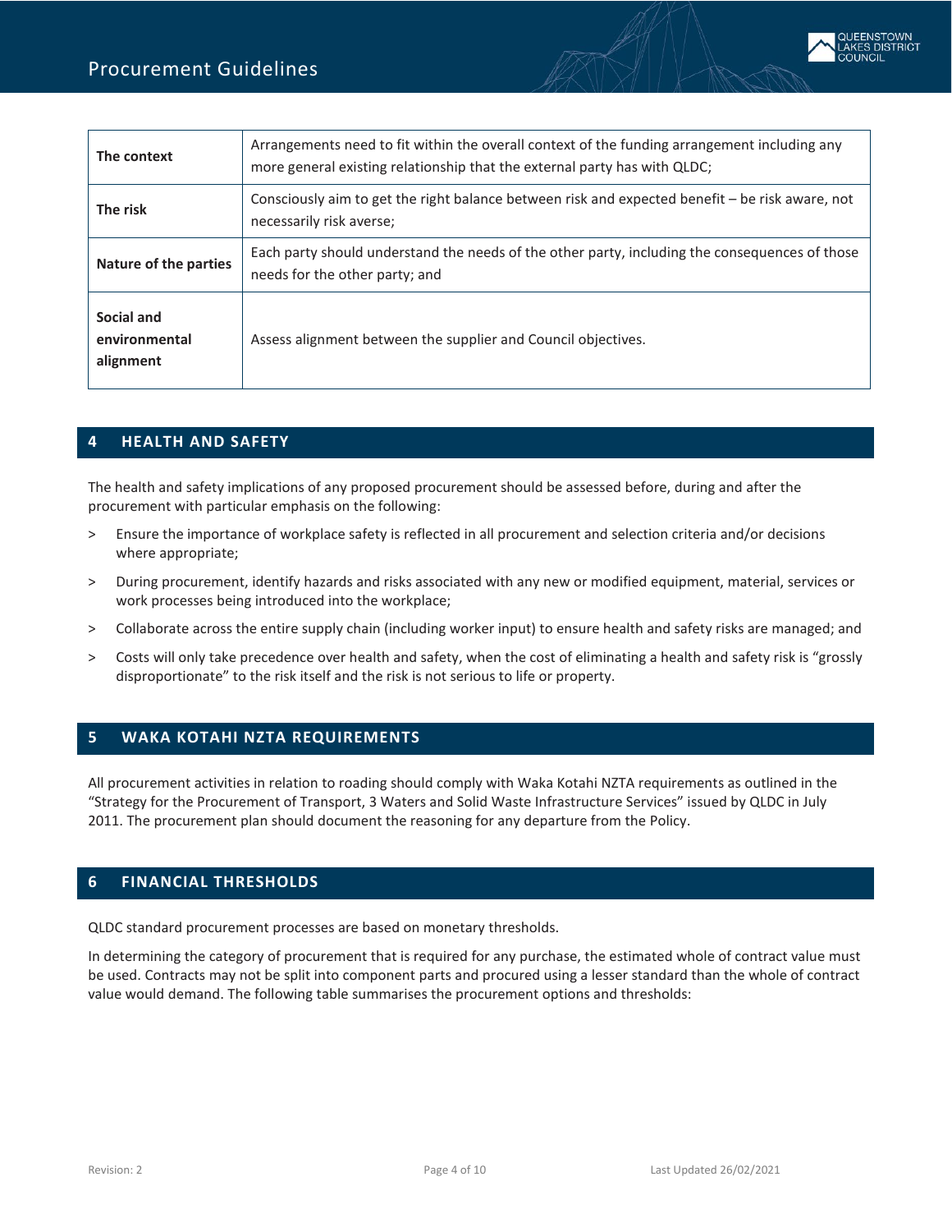| | |
|---|---|
| **The context** | Arrangements need to fit within the overall context of the funding arrangement including any more general existing relationship that the external party has with QLDC; |
| **The risk** | Consciously aim to get the right balance between risk and expected benefit – be risk aware, not necessarily risk averse; |
| **Nature of the parties** | Each party should understand the needs of the other party, including the consequences of those needs for the other party; and |
| **Social and environmental alignment** | Assess alignment between the supplier and Council objectives. |

## 4 HEALTH AND SAFETY

The health and safety implications of any proposed procurement should be assessed before, during and after the procurement with particular emphasis on the following:

- Ensure the importance of workplace safety is reflected in all procurement and selection criteria and/or decisions where appropriate;
- During procurement, identify hazards and risks associated with any new or modified equipment, material, services or work processes being introduced into the workplace;
- Collaborate across the entire supply chain (including worker input) to ensure health and safety risks are managed; and
- Costs will only take precedence over health and safety, when the cost of eliminating a health and safety risk is "grossly disproportionate" to the risk itself and the risk is not serious to life or property.

## 5 WAKA KOTAHI NZTA REQUIREMENTS

All procurement activities in relation to roading should comply with Waka Kotahi NZTA requirements as outlined in the "Strategy for the Procurement of Transport, 3 Waters and Solid Waste Infrastructure Services" issued by QLDC in July 2011. The procurement plan should document the reasoning for any departure from the Policy.

## 6 FINANCIAL THRESHOLDS

QLDC standard procurement processes are based on monetary thresholds.

In determining the category of procurement that is required for any purchase, the estimated whole of contract value must be used. Contracts may not be split into component parts and procured using a lesser standard than the whole of contract value would demand. The following table summarises the procurement options and thresholds: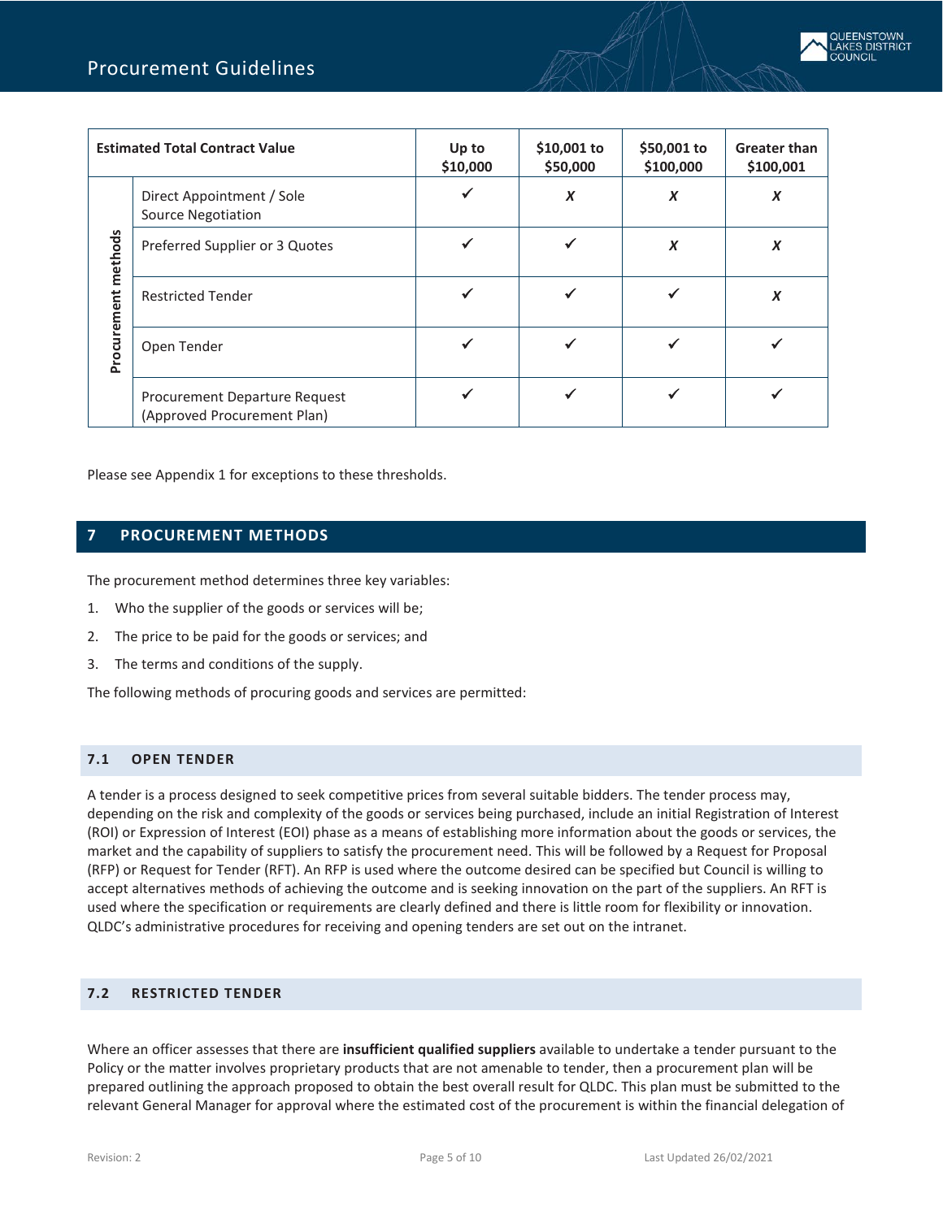| Estimated Total Contract Value | | Up to $10,000 | $10,001 to $50,000 | $50,001 to $100,000 | Greater than $100,001 |
|---|---|---|---|---|---|
| Procurement methods | Direct Appointment / Sole Source Negotiation | ✓ | X | X | X |
| | Preferred Supplier or 3 Quotes | ✓ | ✓ | X | X |
| | Restricted Tender | ✓ | ✓ | ✓ | X |
| | Open Tender | ✓ | ✓ | ✓ | ✓ |
| | Procurement Departure Request (Approved Procurement Plan) | ✓ | ✓ | ✓ | ✓ |

Please see Appendix 1 for exceptions to these thresholds.

## 7 PROCUREMENT METHODS

The procurement method determines three key variables:

1. Who the supplier of the goods or services will be;
2. The price to be paid for the goods or services; and
3. The terms and conditions of the supply.

The following methods of procuring goods and services are permitted:

### 7.1 OPEN TENDER

A tender is a process designed to seek competitive prices from several suitable bidders. The tender process may, depending on the risk and complexity of the goods or services being purchased, include an initial Registration of Interest (ROI) or Expression of Interest (EOI) phase as a means of establishing more information about the goods or services, the market and the capability of suppliers to satisfy the procurement need. This will be followed by a Request for Proposal (RFP) or Request for Tender (RFT). An RFP is used where the outcome desired can be specified but Council is willing to accept alternatives methods of achieving the outcome and is seeking innovation on the part of the suppliers. An RFT is used where the specification or requirements are clearly defined and there is little room for flexibility or innovation. QLDC's administrative procedures for receiving and opening tenders are set out on the intranet.

### 7.2 RESTRICTED TENDER

Where an officer assesses that there are **insufficient qualified suppliers** available to undertake a tender pursuant to the Policy or the matter involves proprietary products that are not amenable to tender, then a procurement plan will be prepared outlining the approach proposed to obtain the best overall result for QLDC. This plan must be submitted to the relevant General Manager for approval where the estimated cost of the procurement is within the financial delegation of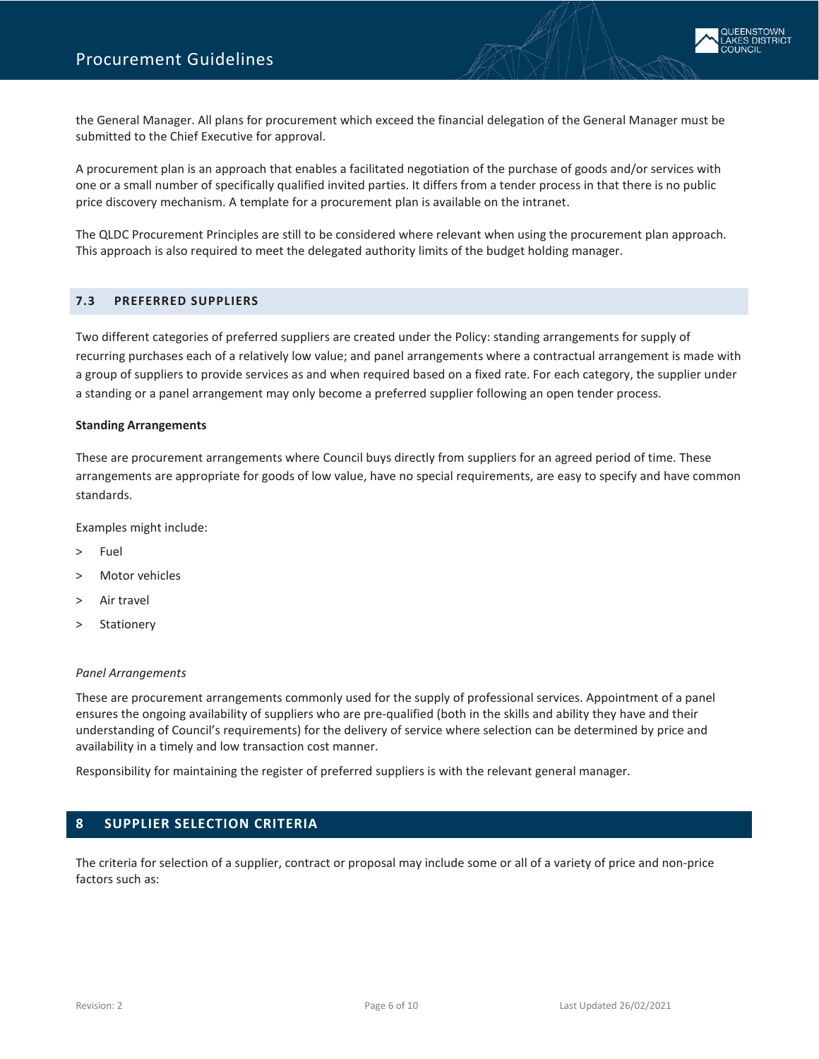the General Manager. All plans for procurement which exceed the financial delegation of the General Manager must be submitted to the Chief Executive for approval.

A procurement plan is an approach that enables a facilitated negotiation of the purchase of goods and/or services with one or a small number of specifically qualified invited parties. It differs from a tender process in that there is no public price discovery mechanism. A template for a procurement plan is available on the intranet.

The QLDC Procurement Principles are still to be considered where relevant when using the procurement plan approach. This approach is also required to meet the delegated authority limits of the budget holding manager.

### 7.3 PREFERRED SUPPLIERS

Two different categories of preferred suppliers are created under the Policy: standing arrangements for supply of recurring purchases each of a relatively low value; and panel arrangements where a contractual arrangement is made with a group of suppliers to provide services as and when required based on a fixed rate. For each category, the supplier under a standing or a panel arrangement may only become a preferred supplier following an open tender process.

**Standing Arrangements**

These are procurement arrangements where Council buys directly from suppliers for an agreed period of time. These arrangements are appropriate for goods of low value, have no special requirements, are easy to specify and have common standards.

Examples might include:

- Fuel
- Motor vehicles
- Air travel
- Stationery

*Panel Arrangements*

These are procurement arrangements commonly used for the supply of professional services. Appointment of a panel ensures the ongoing availability of suppliers who are pre-qualified (both in the skills and ability they have and their understanding of Council's requirements) for the delivery of service where selection can be determined by price and availability in a timely and low transaction cost manner.

Responsibility for maintaining the register of preferred suppliers is with the relevant general manager.

## 8 SUPPLIER SELECTION CRITERIA

The criteria for selection of a supplier, contract or proposal may include some or all of a variety of price and non-price factors such as: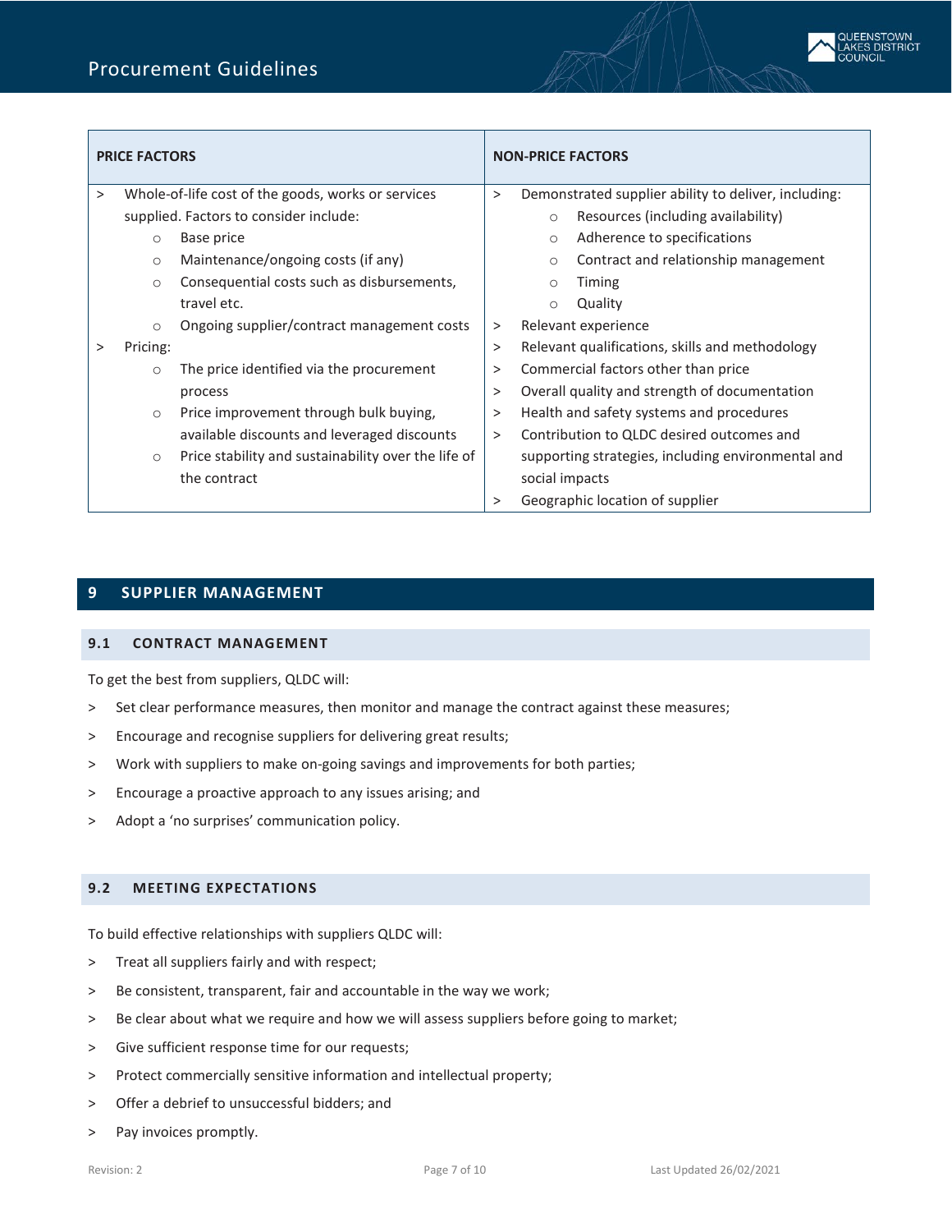| PRICE FACTORS | NON-PRICE FACTORS |
| --- | --- |
| > Whole-of-life cost of the goods, works or services supplied. Factors to consider include:<br>○ Base price<br>○ Maintenance/ongoing costs (if any)<br>○ Consequential costs such as disbursements, travel etc.<br>○ Ongoing supplier/contract management costs<br>> Pricing:<br>○ The price identified via the procurement process<br>○ Price improvement through bulk buying, available discounts and leveraged discounts<br>○ Price stability and sustainability over the life of the contract | > Demonstrated supplier ability to deliver, including:<br>○ Resources (including availability)<br>○ Adherence to specifications<br>○ Contract and relationship management<br>○ Timing<br>○ Quality<br>> Relevant experience<br>> Relevant qualifications, skills and methodology<br>> Commercial factors other than price<br>> Overall quality and strength of documentation<br>> Health and safety systems and procedures<br>> Contribution to QLDC desired outcomes and supporting strategies, including environmental and social impacts<br>> Geographic location of supplier |

# 9 SUPPLIER MANAGEMENT

## 9.1 CONTRACT MANAGEMENT

To get the best from suppliers, QLDC will:

- Set clear performance measures, then monitor and manage the contract against these measures;
- Encourage and recognise suppliers for delivering great results;
- Work with suppliers to make on-going savings and improvements for both parties;
- Encourage a proactive approach to any issues arising; and
- Adopt a 'no surprises' communication policy.

## 9.2 MEETING EXPECTATIONS

To build effective relationships with suppliers QLDC will:

- Treat all suppliers fairly and with respect;
- Be consistent, transparent, fair and accountable in the way we work;
- Be clear about what we require and how we will assess suppliers before going to market;
- Give sufficient response time for our requests;
- Protect commercially sensitive information and intellectual property;
- Offer a debrief to unsuccessful bidders; and
- Pay invoices promptly.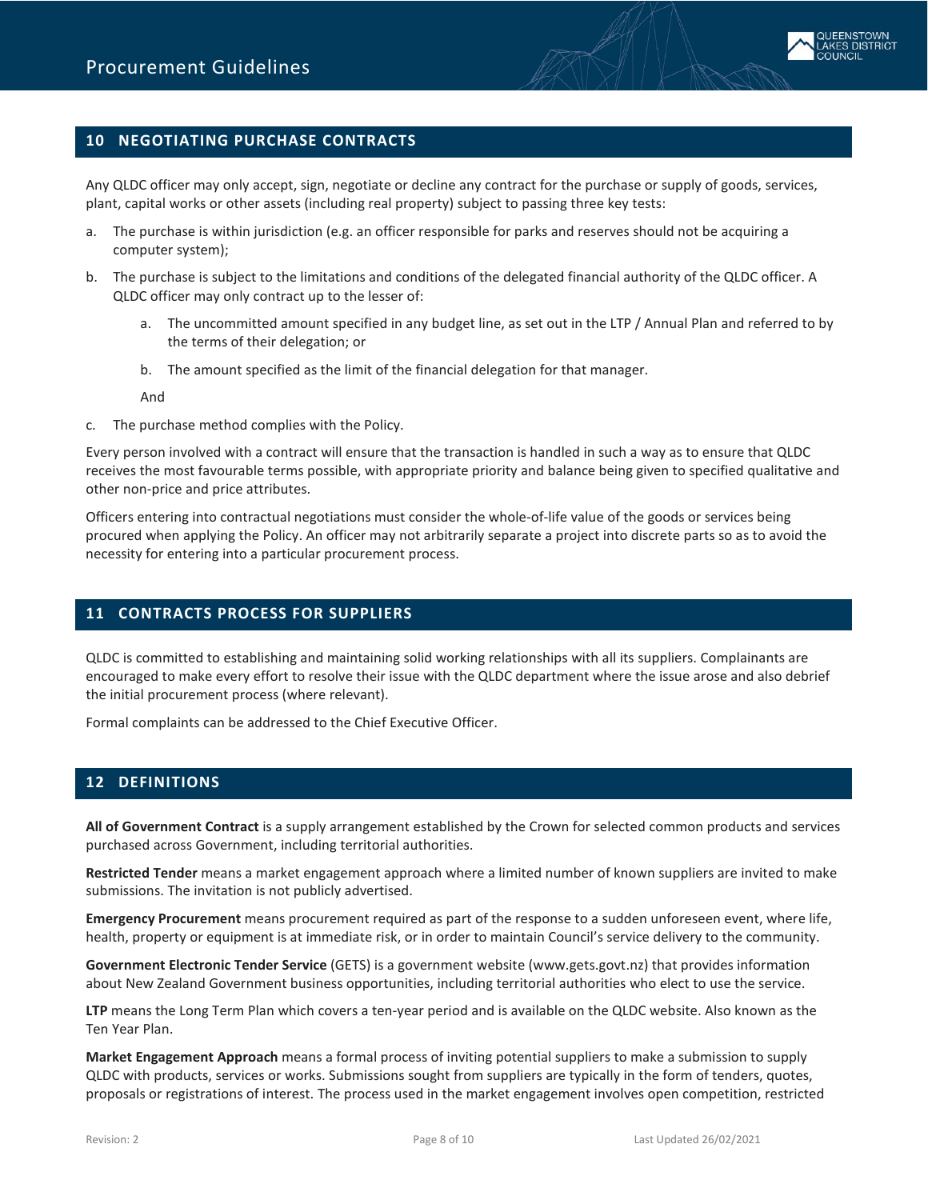## 10 NEGOTIATING PURCHASE CONTRACTS

Any QLDC officer may only accept, sign, negotiate or decline any contract for the purchase or supply of goods, services, plant, capital works or other assets (including real property) subject to passing three key tests:

a. The purchase is within jurisdiction (e.g. an officer responsible for parks and reserves should not be acquiring a computer system);

b. The purchase is subject to the limitations and conditions of the delegated financial authority of the QLDC officer. A QLDC officer may only contract up to the lesser of:

    a. The uncommitted amount specified in any budget line, as set out in the LTP / Annual Plan and referred to by the terms of their delegation; or

    b. The amount specified as the limit of the financial delegation for that manager.

    And

c. The purchase method complies with the Policy.

Every person involved with a contract will ensure that the transaction is handled in such a way as to ensure that QLDC receives the most favourable terms possible, with appropriate priority and balance being given to specified qualitative and other non-price and price attributes.

Officers entering into contractual negotiations must consider the whole-of-life value of the goods or services being procured when applying the Policy. An officer may not arbitrarily separate a project into discrete parts so as to avoid the necessity for entering into a particular procurement process.

## 11 CONTRACTS PROCESS FOR SUPPLIERS

QLDC is committed to establishing and maintaining solid working relationships with all its suppliers. Complainants are encouraged to make every effort to resolve their issue with the QLDC department where the issue arose and also debrief the initial procurement process (where relevant).

Formal complaints can be addressed to the Chief Executive Officer.

## 12 DEFINITIONS

**All of Government Contract** is a supply arrangement established by the Crown for selected common products and services purchased across Government, including territorial authorities.

**Restricted Tender** means a market engagement approach where a limited number of known suppliers are invited to make submissions. The invitation is not publicly advertised.

**Emergency Procurement** means procurement required as part of the response to a sudden unforeseen event, where life, health, property or equipment is at immediate risk, or in order to maintain Council's service delivery to the community.

**Government Electronic Tender Service** (GETS) is a government website (www.gets.govt.nz) that provides information about New Zealand Government business opportunities, including territorial authorities who elect to use the service.

**LTP** means the Long Term Plan which covers a ten-year period and is available on the QLDC website. Also known as the Ten Year Plan.

**Market Engagement Approach** means a formal process of inviting potential suppliers to make a submission to supply QLDC with products, services or works. Submissions sought from suppliers are typically in the form of tenders, quotes, proposals or registrations of interest. The process used in the market engagement involves open competition, restricted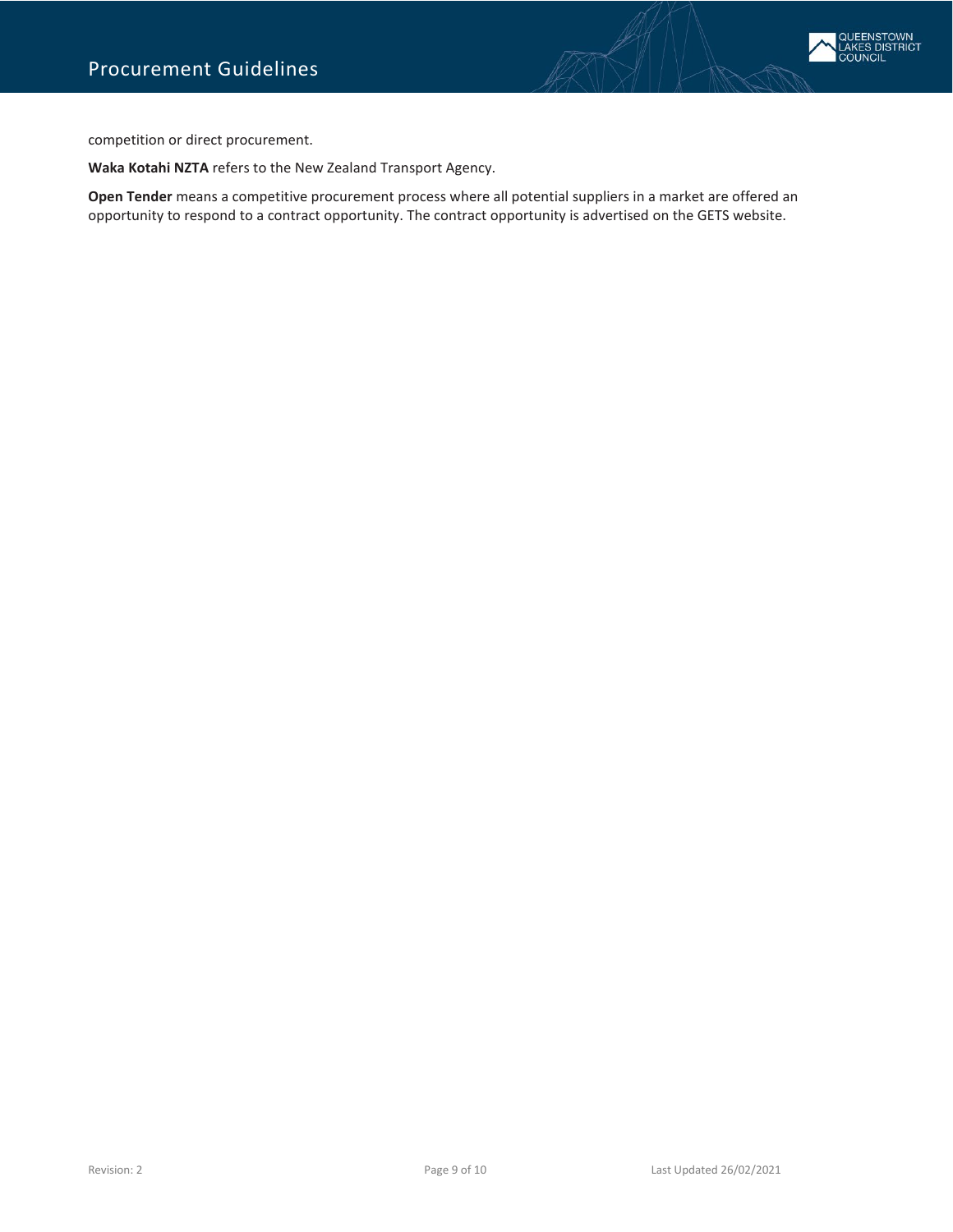competition or direct procurement.

**Waka Kotahi NZTA** refers to the New Zealand Transport Agency.

**Open Tender** means a competitive procurement process where all potential suppliers in a market are offered an opportunity to respond to a contract opportunity. The contract opportunity is advertised on the GETS website.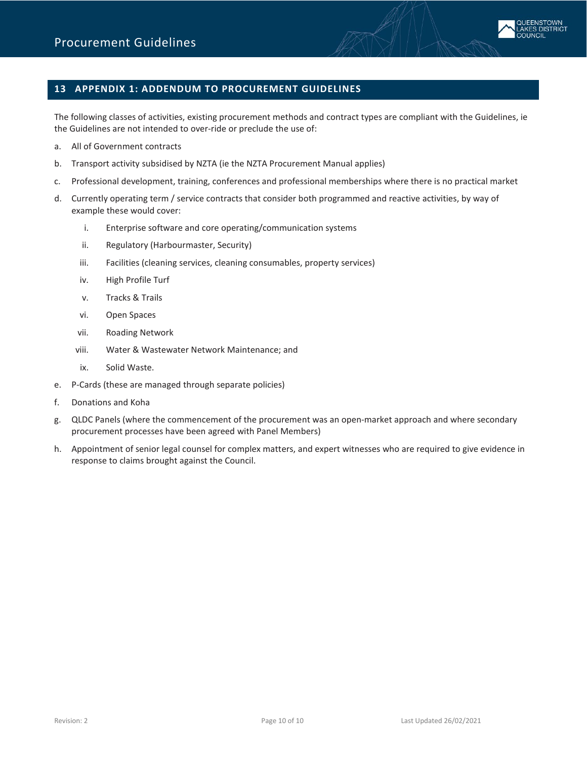## 13 APPENDIX 1: ADDENDUM TO PROCUREMENT GUIDELINES

The following classes of activities, existing procurement methods and contract types are compliant with the Guidelines, ie the Guidelines are not intended to over-ride or preclude the use of:

a. All of Government contracts

b. Transport activity subsidised by NZTA (ie the NZTA Procurement Manual applies)

c. Professional development, training, conferences and professional memberships where there is no practical market

d. Currently operating term / service contracts that consider both programmed and reactive activities, by way of example these would cover:

   i. Enterprise software and core operating/communication systems

   ii. Regulatory (Harbourmaster, Security)

   iii. Facilities (cleaning services, cleaning consumables, property services)

   iv. High Profile Turf

   v. Tracks & Trails

   vi. Open Spaces

   vii. Roading Network

   viii. Water & Wastewater Network Maintenance; and

   ix. Solid Waste.

e. P-Cards (these are managed through separate policies)

f. Donations and Koha

g. QLDC Panels (where the commencement of the procurement was an open-market approach and where secondary procurement processes have been agreed with Panel Members)

h. Appointment of senior legal counsel for complex matters, and expert witnesses who are required to give evidence in response to claims brought against the Council.